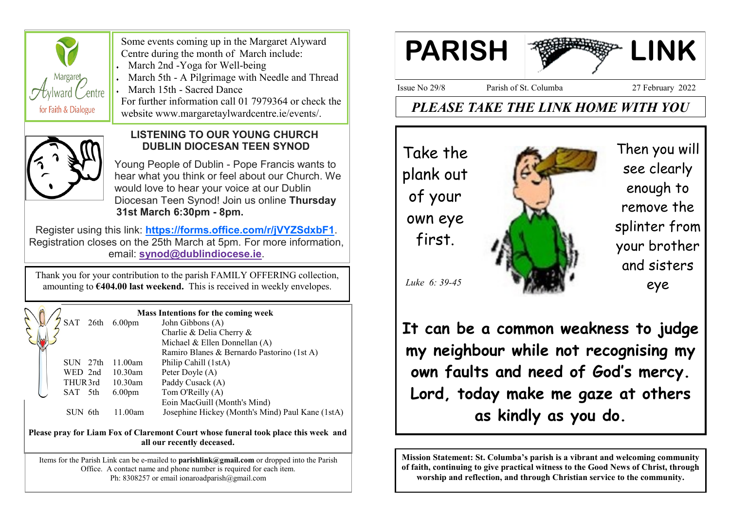Some events coming up in the Margaret Aylward Centre during the month of March include:

- March 2nd -Yoga for Well-being
- March 5th - A Pilgrimage with Needle and Thread
- March 15th - Sacred Dance

For further information call 01 7979364 or check the website www.margaretaylwardcentre.ie/events/.

## LISTENING TO OUR YOUNG CHURCH DUBLIN DIOCESAN TEEN SYNOD

Young People of Dublin - Pope Francis wants to hear what you think or feel about our Church. We would love to hear your voice at our Dublin Diocesan Teen Synod! Join us online **Thursday 31st March 6:30pm - 8pm.**

Register using this link: **https://forms.office.com/r/jVYZSdxbF1**. Registration closes on the 25th March at 5pm. For more information, email: **synod@dublindiocese.ie**.

Thank you for your contribution to the parish FAMILY OFFERING collection, amounting to **€404.00 last weekend.** This is received in weekly envelopes.

**Mass Intentions for the coming week**

| Day | Date | Time | Intention |
|---|---|---|---|
| SAT | 26th | 6.00pm | John Gibbons (A) |
| | | | Charlie & Delia Cherry & |
| | | | Michael & Ellen Donnellan (A) |
| | | | Ramiro Blanes & Bernardo Pastorino (1st A) |
| SUN | 27th | 11.00am | Philip Cahill (1stA) |
| WED | 2nd | 10.30am | Peter Doyle (A) |
| THUR | 3rd | 10.30am | Paddy Cusack (A) |
| SAT | 5th | 6.00pm | Tom O'Reilly (A) |
| | | | Eoin MacGuill (Month's Mind) |
| SUN | 6th | 11.00am | Josephine Hickey (Month's Mind) Paul Kane (1stA) |

**Please pray for Liam Fox of Claremont Court whose funeral took place this week and all our recently deceased.**

Items for the Parish Link can be e-mailed to **parishlink@gmail.com** or dropped into the Parish Office. A contact name and phone number is required for each item. Ph: 8308257 or email ionaroadparish@gmail.com

# PARISH LINK

Issue No 29/8 Parish of St. Columba 27 February 2022

## *PLEASE TAKE THE LINK HOME WITH YOU*

Take the plank out of your own eye first. Then you will see clearly enough to remove the splinter from your brother and sisters eye

*Luke 6: 39-45*

**It can be a common weakness to judge my neighbour while not recognising my own faults and need of God's mercy. Lord, today make me gaze at others as kindly as you do.**

**Mission Statement: St. Columba's parish is a vibrant and welcoming community of faith, continuing to give practical witness to the Good News of Christ, through worship and reflection, and through Christian service to the community.**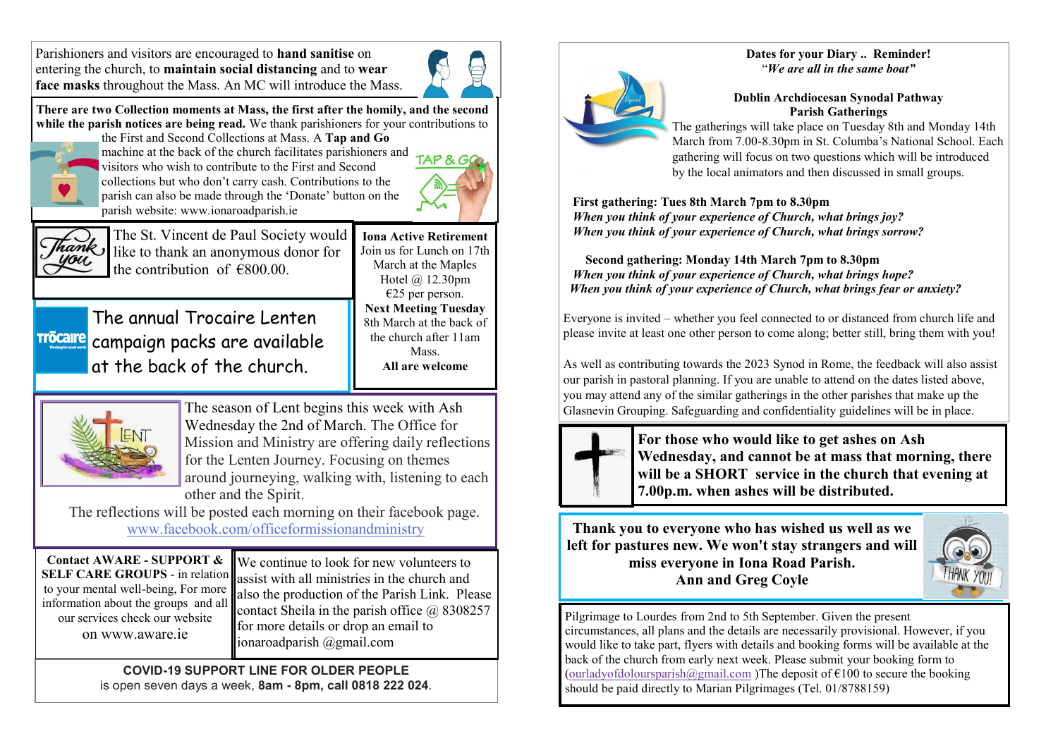Parishioners and visitors are encouraged to **hand sanitise** on entering the church, to **maintain social distancing** and to **wear face masks** throughout the Mass. An MC will introduce the Mass.

**There are two Collection moments at Mass, the first after the homily, and the second while the parish notices are being read.** We thank parishioners for your contributions to the First and Second Collections at Mass. A **Tap and Go** machine at the back of the church facilitates parishioners and visitors who wish to contribute to the First and Second collections but who don't carry cash. Contributions to the parish can also be made through the 'Donate' button on the parish website: www.ionaroadparish.ie

The St. Vincent de Paul Society would like to thank an anonymous donor for the contribution of €800.00.

**Iona Active Retirement**
Join us for Lunch on 17th March at the Maples Hotel @ 12.30pm
€25 per person.
**Next Meeting Tuesday** 8th March at the back of the church after 11am Mass.
**All are welcome**

The annual Trocaire Lenten campaign packs are available at the back of the church.

The season of Lent begins this week with Ash Wednesday the 2nd of March. The Office for Mission and Ministry are offering daily reflections for the Lenten Journey. Focusing on themes around journeying, walking with, listening to each other and the Spirit.
The reflections will be posted each morning on their facebook page.
www.facebook.com/officeformissionandministry

**Contact AWARE - SUPPORT & SELF CARE GROUPS** - in relation to your mental well-being, For more information about the groups and all our services check our website on www.aware.ie

We continue to look for new volunteers to assist with all ministries in the church and also the production of the Parish Link. Please contact Sheila in the parish office @ 8308257 for more details or drop an email to ionaroadparish @gmail.com

**COVID-19 SUPPORT LINE FOR OLDER PEOPLE**
is open seven days a week, **8am - 8pm, call 0818 222 024**.

**Dates for your Diary .. Reminder!**
"*We are all in the same boat"*

**Dublin Archdiocesan Synodal Pathway**
**Parish Gatherings**

The gatherings will take place on Tuesday 8th and Monday 14th March from 7.00-8.30pm in St. Columba's National School. Each gathering will focus on two questions which will be introduced by the local animators and then discussed in small groups.

**First gathering: Tues 8th March 7pm to 8.30pm**
***When you think of your experience of Church, what brings joy?***
***When you think of your experience of Church, what brings sorrow?***

**Second gathering: Monday 14th March 7pm to 8.30pm**
***When you think of your experience of Church, what brings hope?***
***When you think of your experience of Church, what brings fear or anxiety?***

Everyone is invited – whether you feel connected to or distanced from church life and please invite at least one other person to come along; better still, bring them with you!

As well as contributing towards the 2023 Synod in Rome, the feedback will also assist our parish in pastoral planning. If you are unable to attend on the dates listed above, you may attend any of the similar gatherings in the other parishes that make up the Glasnevin Grouping. Safeguarding and confidentiality guidelines will be in place.

**For those who would like to get ashes on Ash Wednesday, and cannot be at mass that morning, there will be a SHORT service in the church that evening at 7.00p.m. when ashes will be distributed.**

**Thank you to everyone who has wished us well as we left for pastures new. We won't stay strangers and will miss everyone in Iona Road Parish.**
**Ann and Greg Coyle**

Pilgrimage to Lourdes from 2nd to 5th September. Given the present circumstances, all plans and the details are necessarily provisional. However, if you would like to take part, flyers with details and booking forms will be available at the back of the church from early next week. Please submit your booking form to (ourladyofdoloursparish@gmail.com )The deposit of €100 to secure the booking should be paid directly to Marian Pilgrimages (Tel. 01/8788159)